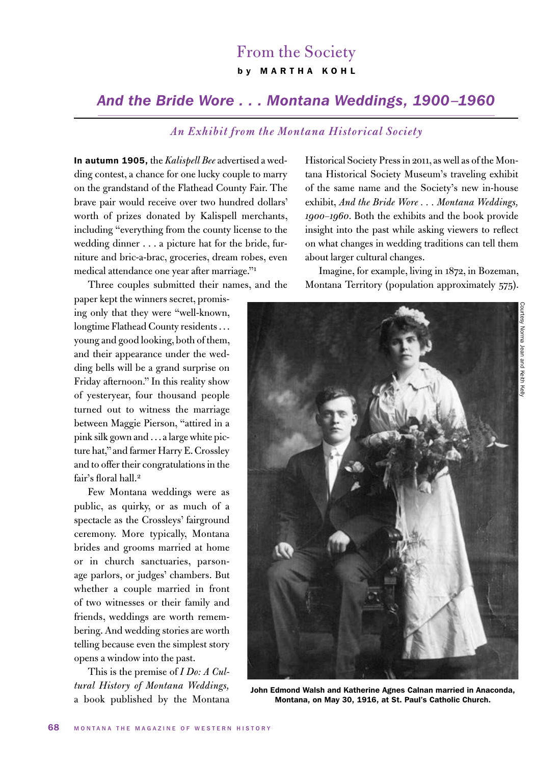# From the Society

**by MARTHA KOHL**

## *And the Bride Wore . . . Montana Weddings, 1900–1960*

### *An Exhibit from the Montana Historical Society*

**In autumn 1905,** the *Kalispell Bee* advertised a wedding contest, a chance for one lucky couple to marry on the grandstand of the Flathead County Fair. The brave pair would receive over two hundred dollars' worth of prizes donated by Kalispell merchants, including "everything from the county license to the wedding dinner . . . a picture hat for the bride, furniture and bric-a-brac, groceries, dream robes, even medical attendance one year after marriage."[1]

Three couples submitted their names, and the paper kept the winners secret, promising only that they were "well-known, longtime Flathead County residents . . . young and good looking, both of them, and their appearance under the wedding bells will be a grand surprise on Friday afternoon." In this reality show of yesteryear, four thousand people turned out to witness the marriage between Maggie Pierson, "attired in a pink silk gown and . . . a large white picture hat," and farmer Harry E. Crossley and to offer their congratulations in the fair's floral hall.[2]

Few Montana weddings were as public, as quirky, or as much of a spectacle as the Crossleys' fairground ceremony. More typically, Montana brides and grooms married at home or in church sanctuaries, parsonage parlors, or judges' chambers. But whether a couple married in front of two witnesses or their family and friends, weddings are worth remembering. And wedding stories are worth telling because even the simplest story opens a window into the past.

This is the premise of *I Do: A Cultural History of Montana Weddings,* a book published by the Montana Historical Society Press in 2011, as well as of the Montana Historical Society Museum's traveling exhibit of the same name and the Society's new in-house exhibit, *And the Bride Wore . . . Montana Weddings, 1900–1960*. Both the exhibits and the book provide insight into the past while asking viewers to reflect on what changes in wedding traditions can tell them about larger cultural changes.

Imagine, for example, living in 1872, in Bozeman, Montana Territory (population approximately 575).

Courtesy Norma Jean and Keith Kelly

**John Edmond Walsh and Katherine Agnes Calnan married in Anaconda, Montana, on May 30, 1916, at St. Paul's Catholic Church.**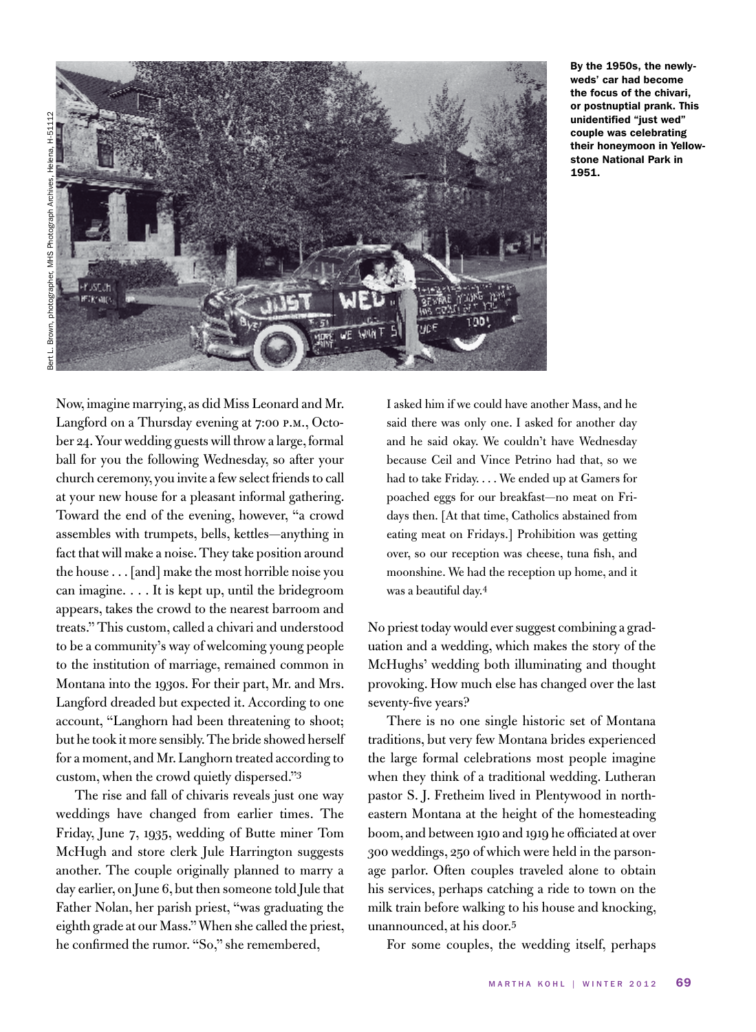By the 1950s, the newlyweds' car had become the focus of the chivari, or postnuptial prank. This unidentified "just wed" couple was celebrating their honeymoon in Yellowstone National Park in 1951.

Bert L. Brown, photographer, MHS Photograph Archives, Helena, H-51112

Now, imagine marrying, as did Miss Leonard and Mr. Langford on a Thursday evening at 7:00 P.M., October 24. Your wedding guests will throw a large, formal ball for you the following Wednesday, so after your church ceremony, you invite a few select friends to call at your new house for a pleasant informal gathering. Toward the end of the evening, however, "a crowd assembles with trumpets, bells, kettles—anything in fact that will make a noise. They take position around the house . . . [and] make the most horrible noise you can imagine. . . . It is kept up, until the bridegroom appears, takes the crowd to the nearest barroom and treats." This custom, called a chivari and understood to be a community's way of welcoming young people to the institution of marriage, remained common in Montana into the 1930s. For their part, Mr. and Mrs. Langford dreaded but expected it. According to one account, "Langhorn had been threatening to shoot; but he took it more sensibly. The bride showed herself for a moment, and Mr. Langhorn treated according to custom, when the crowd quietly dispersed."[3]

The rise and fall of chivaris reveals just one way weddings have changed from earlier times. The Friday, June 7, 1935, wedding of Butte miner Tom McHugh and store clerk Jule Harrington suggests another. The couple originally planned to marry a day earlier, on June 6, but then someone told Jule that Father Nolan, her parish priest, "was graduating the eighth grade at our Mass." When she called the priest, he confirmed the rumor. "So," she remembered,

> I asked him if we could have another Mass, and he said there was only one. I asked for another day and he said okay. We couldn't have Wednesday because Ceil and Vince Petrino had that, so we had to take Friday. . . . We ended up at Gamers for poached eggs for our breakfast—no meat on Fridays then. [At that time, Catholics abstained from eating meat on Fridays.] Prohibition was getting over, so our reception was cheese, tuna fish, and moonshine. We had the reception up home, and it was a beautiful day.[4]

No priest today would ever suggest combining a graduation and a wedding, which makes the story of the McHughs' wedding both illuminating and thought provoking. How much else has changed over the last seventy-five years?

There is no one single historic set of Montana traditions, but very few Montana brides experienced the large formal celebrations most people imagine when they think of a traditional wedding. Lutheran pastor S. J. Fretheim lived in Plentywood in northeastern Montana at the height of the homesteading boom, and between 1910 and 1919 he officiated at over 300 weddings, 250 of which were held in the parsonage parlor. Often couples traveled alone to obtain his services, perhaps catching a ride to town on the milk train before walking to his house and knocking, unannounced, at his door.[5]

For some couples, the wedding itself, perhaps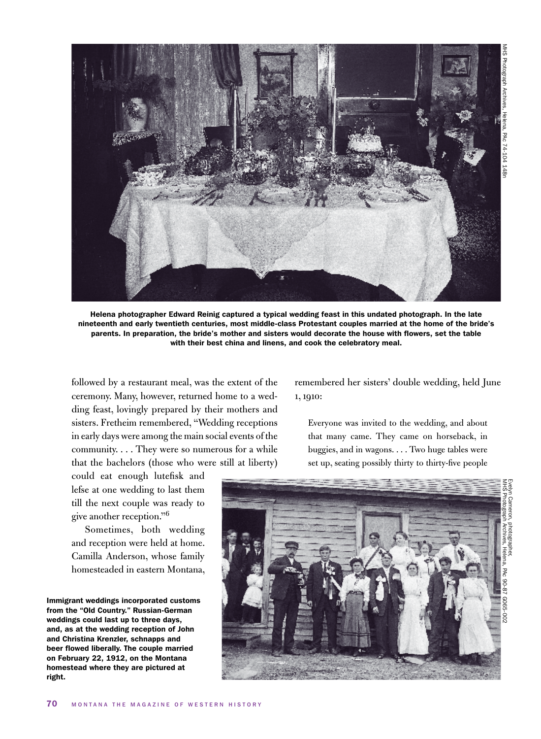MHS Photograph Archives, Helena, PAc 74-104 148n

**Helena photographer Edward Reinig captured a typical wedding feast in this undated photograph. In the late nineteenth and early twentieth centuries, most middle-class Protestant couples married at the home of the bride's parents. In preparation, the bride's mother and sisters would decorate the house with flowers, set the table with their best china and linens, and cook the celebratory meal.**

followed by a restaurant meal, was the extent of the ceremony. Many, however, returned home to a wedding feast, lovingly prepared by their mothers and sisters. Fretheim remembered, "Wedding receptions in early days were among the main social events of the community. . . . They were so numerous for a while that the bachelors (those who were still at liberty) could eat enough lutefisk and lefse at one wedding to last them till the next couple was ready to give another reception."[6]

Sometimes, both wedding and reception were held at home. Camilla Anderson, whose family homesteaded in eastern Montana, remembered her sisters' double wedding, held June 1, 1910:

> Everyone was invited to the wedding, and about that many came. They came on horseback, in buggies, and in wagons. . . . Two huge tables were set up, seating possibly thirty to thirty-five people

Evelyn Cameron, photographer, MHS Photograph Archives, Helena, PAc 90-87 G065-002

**Immigrant weddings incorporated customs from the "Old Country." Russian-German weddings could last up to three days, and, as at the wedding reception of John and Christina Krenzler, schnapps and beer flowed liberally. The couple married on February 22, 1912, on the Montana homestead where they are pictured at right.**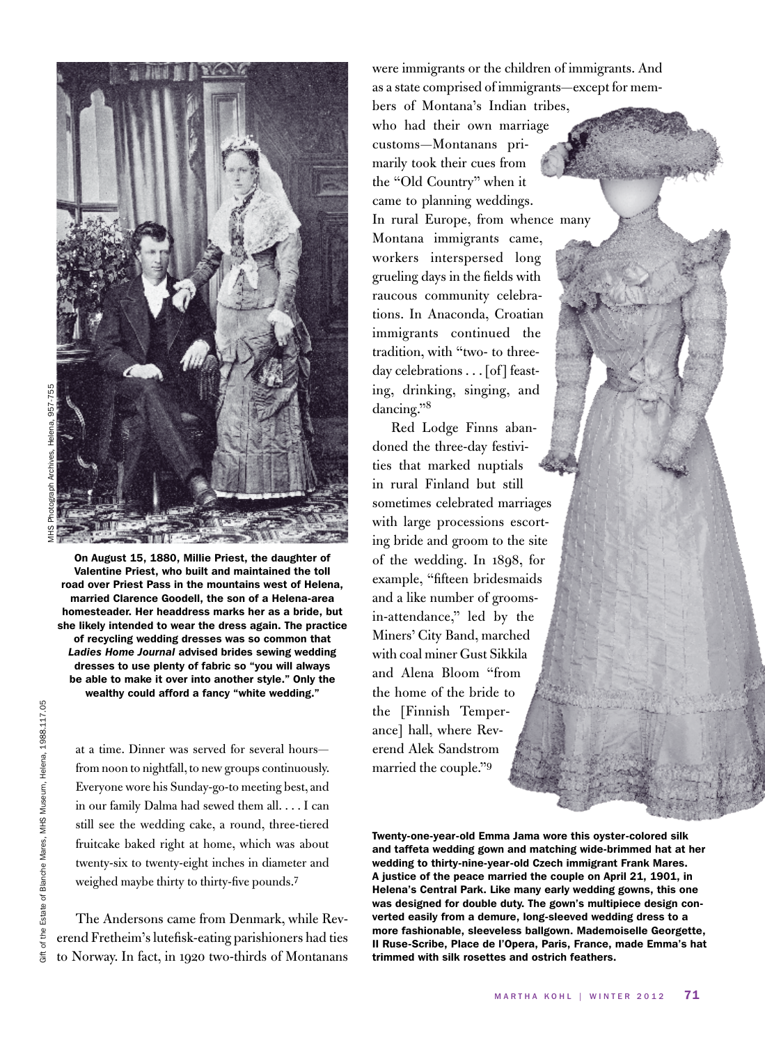On August 15, 1880, Millie Priest, the daughter of Valentine Priest, who built and maintained the toll road over Priest Pass in the mountains west of Helena, married Clarence Goodell, the son of a Helena-area homesteader. Her headdress marks her as a bride, but she likely intended to wear the dress again. The practice of recycling wedding dresses was so common that *Ladies Home Journal* advised brides sewing wedding dresses to use plenty of fabric so "you will always be able to make it over into another style." Only the wealthy could afford a fancy "white wedding."

MHS Photograph Archives, Helena, 957-755

at a time. Dinner was served for several hours—from noon to nightfall, to new groups continuously. Everyone wore his Sunday-go-to meeting best, and in our family Dalma had sewed them all. . . . I can still see the wedding cake, a round, three-tiered fruitcake baked right at home, which was about twenty-six to twenty-eight inches in diameter and weighed maybe thirty to thirty-five pounds.[7]

The Andersons came from Denmark, while Reverend Fretheim's lutefisk-eating parishioners had ties to Norway. In fact, in 1920 two-thirds of Montanans were immigrants or the children of immigrants. And as a state comprised of immigrants—except for members of Montana's Indian tribes, who had their own marriage customs—Montanans primarily took their cues from the "Old Country" when it came to planning weddings. In rural Europe, from whence many Montana immigrants came, workers interspersed long grueling days in the fields with raucous community celebrations. In Anaconda, Croatian immigrants continued the tradition, with "two- to three-day celebrations . . . [of] feasting, drinking, singing, and dancing."[8]

Red Lodge Finns abandoned the three-day festivities that marked nuptials in rural Finland but still sometimes celebrated marriages with large processions escorting bride and groom to the site of the wedding. In 1898, for example, "fifteen bridesmaids and a like number of grooms-in-attendance," led by the Miners' City Band, marched with coal miner Gust Sikkila and Alena Bloom "from the home of the bride to the [Finnish Temperance] hall, where Reverend Alek Sandstrom married the couple."[9]

Twenty-one-year-old Emma Jama wore this oyster-colored silk and taffeta wedding gown and matching wide-brimmed hat at her wedding to thirty-nine-year-old Czech immigrant Frank Mares. A justice of the peace married the couple on April 21, 1901, in Helena's Central Park. Like many early wedding gowns, this one was designed for double duty. The gown's multipiece design converted easily from a demure, long-sleeved wedding dress to a more fashionable, sleeveless ballgown. Mademoiselle Georgette, II Ruse-Scribe, Place de l'Opera, Paris, France, made Emma's hat trimmed with silk rosettes and ostrich feathers.

Gift of the Estate of Blanche Mares, MHS Museum, Helena, 1988.117.05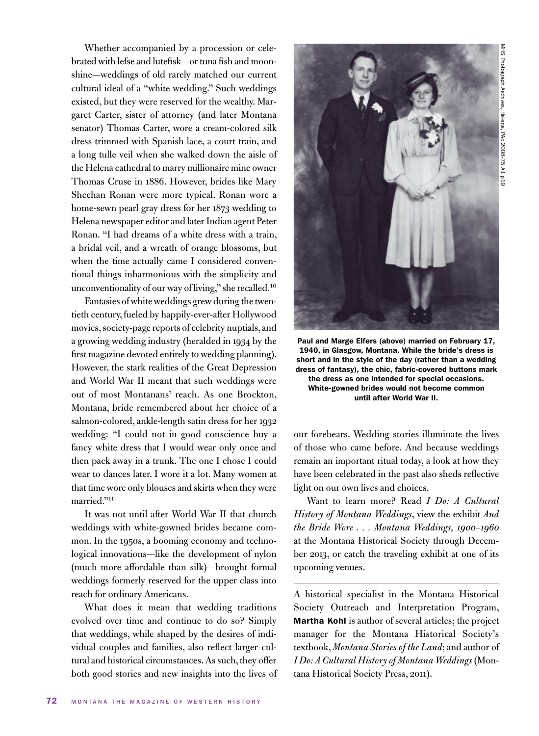Whether accompanied by a procession or celebrated with lefse and lutefisk—or tuna fish and moonshine—weddings of old rarely matched our current cultural ideal of a "white wedding." Such weddings existed, but they were reserved for the wealthy. Margaret Carter, sister of attorney (and later Montana senator) Thomas Carter, wore a cream-colored silk dress trimmed with Spanish lace, a court train, and a long tulle veil when she walked down the aisle of the Helena cathedral to marry millionaire mine owner Thomas Cruse in 1886. However, brides like Mary Sheehan Ronan were more typical. Ronan wore a home-sewn pearl gray dress for her 1873 wedding to Helena newspaper editor and later Indian agent Peter Ronan. "I had dreams of a white dress with a train, a bridal veil, and a wreath of orange blossoms, but when the time actually came I considered conventional things inharmonious with the simplicity and unconventionality of our way of living," she recalled.[10]

Fantasies of white weddings grew during the twentieth century, fueled by happily-ever-after Hollywood movies, society-page reports of celebrity nuptials, and a growing wedding industry (heralded in 1934 by the first magazine devoted entirely to wedding planning). However, the stark realities of the Great Depression and World War II meant that such weddings were out of most Montanans' reach. As one Brockton, Montana, bride remembered about her choice of a salmon-colored, ankle-length satin dress for her 1932 wedding: "I could not in good conscience buy a fancy white dress that I would wear only once and then pack away in a trunk. The one I chose I could wear to dances later. I wore it a lot. Many women at that time wore only blouses and skirts when they were married."[11]

It was not until after World War II that church weddings with white-gowned brides became common. In the 1950s, a booming economy and technological innovations—like the development of nylon (much more affordable than silk)—brought formal weddings formerly reserved for the upper class into reach for ordinary Americans.

What does it mean that wedding traditions evolved over time and continue to do so? Simply that weddings, while shaped by the desires of individual couples and families, also reflect larger cultural and historical circumstances. As such, they offer both good stories and new insights into the lives of our forebears. Wedding stories illuminate the lives of those who came before. And because weddings remain an important ritual today, a look at how they have been celebrated in the past also sheds reflective light on our own lives and choices.

Want to learn more? Read *I Do: A Cultural History of Montana Weddings*, view the exhibit *And the Bride Wore . . . Montana Weddings, 1900–1960* at the Montana Historical Society through December 2013, or catch the traveling exhibit at one of its upcoming venues.

MHS Photograph Archives, Helena, PAc 2008-75 A1 p19

**Paul and Marge Elfers (above) married on February 17, 1940, in Glasgow, Montana. While the bride's dress is short and in the style of the day (rather than a wedding dress of fantasy), the chic, fabric-covered buttons mark the dress as one intended for special occasions. White-gowned brides would not become common until after World War II.**

---

A historical specialist in the Montana Historical Society Outreach and Interpretation Program, **Martha Kohl** is author of several articles; the project manager for the Montana Historical Society's textbook, *Montana Stories of the Land*; and author of *I Do: A Cultural History of Montana Weddings* (Montana Historical Society Press, 2011).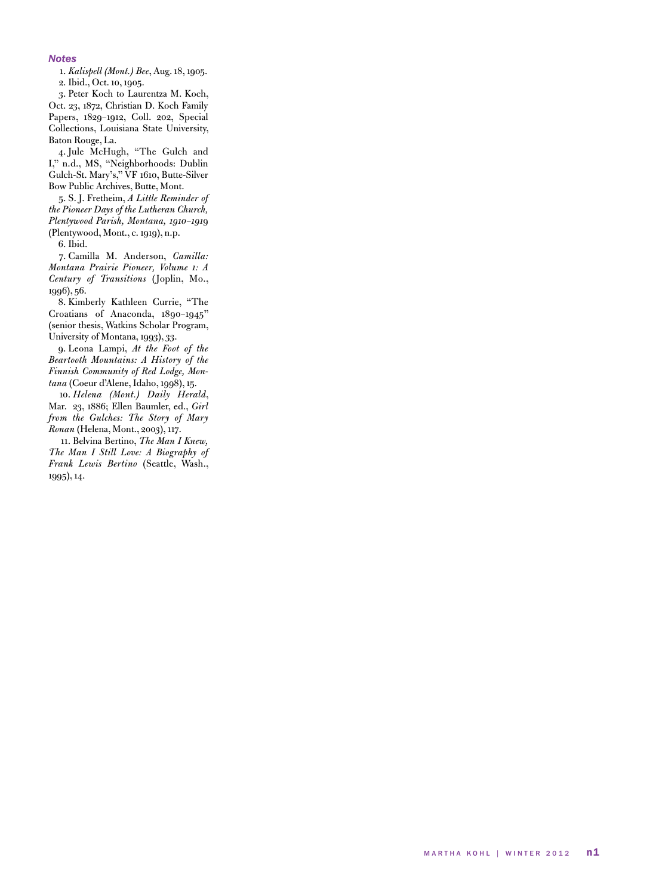### *Notes*

1. *Kalispell (Mont.) Bee*, Aug. 18, 1905.
2. Ibid., Oct. 10, 1905.
3. Peter Koch to Laurentza M. Koch, Oct. 23, 1872, Christian D. Koch Family Papers, 1829–1912, Coll. 202, Special Collections, Louisiana State University, Baton Rouge, La.
4. Jule McHugh, "The Gulch and I," n.d., MS, "Neighborhoods: Dublin Gulch-St. Mary's," VF 1610, Butte-Silver Bow Public Archives, Butte, Mont.
5. S. J. Fretheim, *A Little Reminder of the Pioneer Days of the Lutheran Church, Plentywood Parish, Montana, 1910–1919* (Plentywood, Mont., c. 1919), n.p.
6. Ibid.
7. Camilla M. Anderson, *Camilla: Montana Prairie Pioneer, Volume 1: A Century of Transitions* (Joplin, Mo., 1996), 56.
8. Kimberly Kathleen Currie, "The Croatians of Anaconda, 1890–1945" (senior thesis, Watkins Scholar Program, University of Montana, 1993), 33.
9. Leona Lampi, *At the Foot of the Beartooth Mountains: A History of the Finnish Community of Red Lodge, Montana* (Coeur d'Alene, Idaho, 1998), 15.
10. *Helena (Mont.) Daily Herald*, Mar. 23, 1886; Ellen Baumler, ed., *Girl from the Gulches: The Story of Mary Ronan* (Helena, Mont., 2003), 117.
11. Belvina Bertino, *The Man I Knew, The Man I Still Love: A Biography of Frank Lewis Bertino* (Seattle, Wash., 1995), 14.